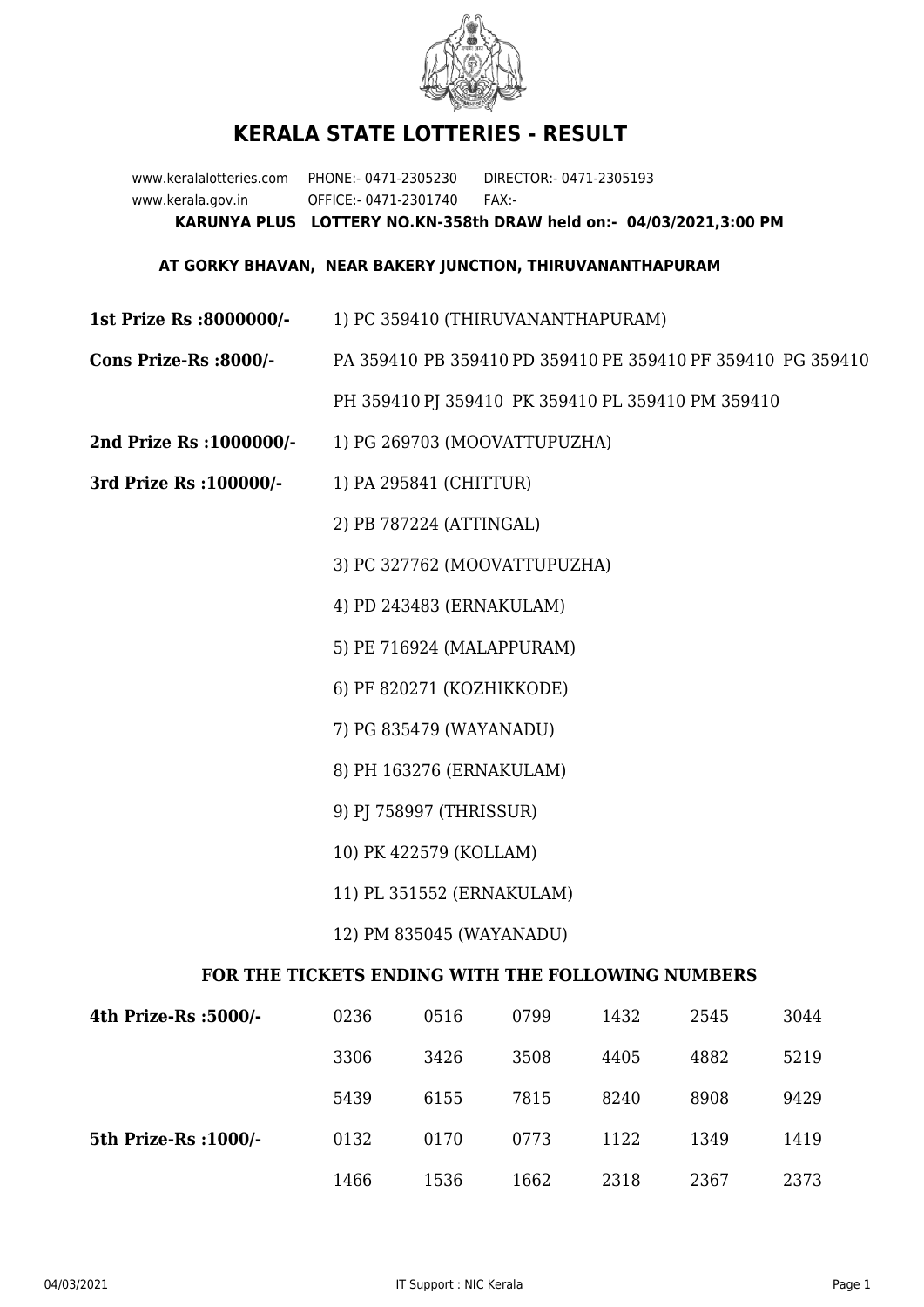# KERALA STATE LOTTERIES - RESULT

www.keralalotteries.com PHONE:- 0471-2305230 DIRECTOR:- 0471-2305193
www.kerala.gov.in OFFICE:- 0471-2301740 FAX:-

**KARUNYA PLUS LOTTERY NO.KN-358th DRAW held on:- 04/03/2021,3:00 PM**

**AT GORKY BHAVAN, NEAR BAKERY JUNCTION, THIRUVANANTHAPURAM**

**1st Prize Rs :8000000/-** 1) PC 359410 (THIRUVANANTHAPURAM)

**Cons Prize-Rs :8000/-** PA 359410 PB 359410 PD 359410 PE 359410 PF 359410 PG 359410 PH 359410 PJ 359410 PK 359410 PL 359410 PM 359410

**2nd Prize Rs :1000000/-** 1) PG 269703 (MOOVATTUPUZHA)

**3rd Prize Rs :100000/-**
1) PA 295841 (CHITTUR)
2) PB 787224 (ATTINGAL)
3) PC 327762 (MOOVATTUPUZHA)
4) PD 243483 (ERNAKULAM)
5) PE 716924 (MALAPPURAM)
6) PF 820271 (KOZHIKKODE)
7) PG 835479 (WAYANADU)
8) PH 163276 (ERNAKULAM)
9) PJ 758997 (THRISSUR)
10) PK 422579 (KOLLAM)
11) PL 351552 (ERNAKULAM)
12) PM 835045 (WAYANADU)

### FOR THE TICKETS ENDING WITH THE FOLLOWING NUMBERS

| | | | | | | |
|---|---|---|---|---|---|---|
| **4th Prize-Rs :5000/-** | 0236 | 0516 | 0799 | 1432 | 2545 | 3044 |
| | 3306 | 3426 | 3508 | 4405 | 4882 | 5219 |
| | 5439 | 6155 | 7815 | 8240 | 8908 | 9429 |
| **5th Prize-Rs :1000/-** | 0132 | 0170 | 0773 | 1122 | 1349 | 1419 |
| | 1466 | 1536 | 1662 | 2318 | 2367 | 2373 |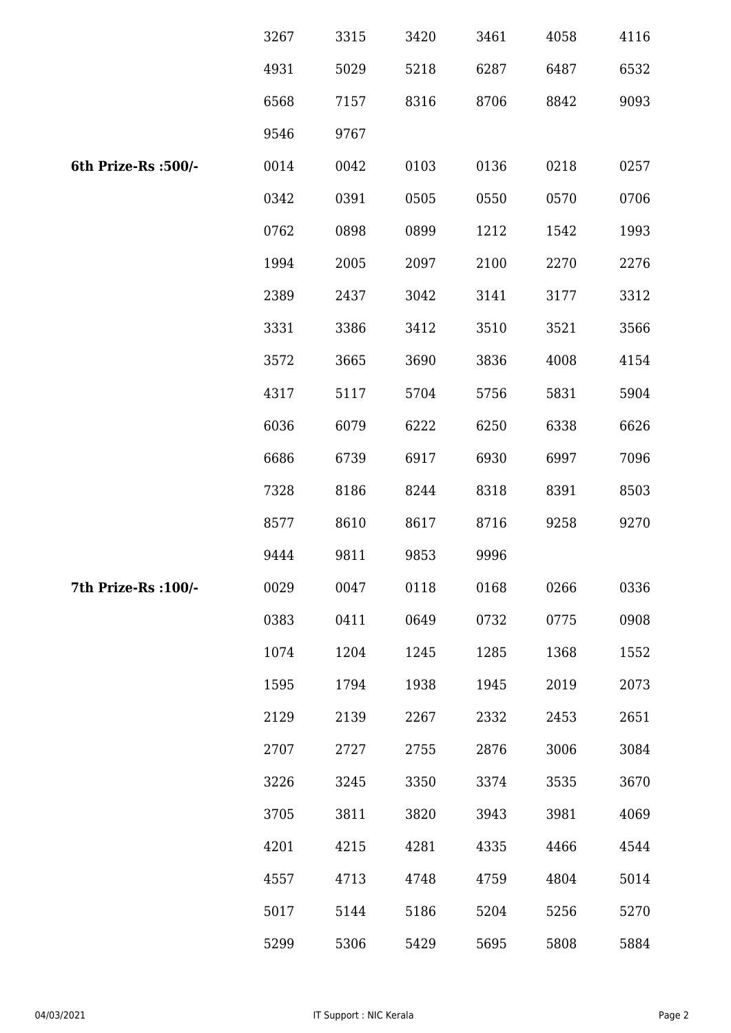| | | | | | | |
|---|---|---|---|---|---|---|
| | 3267 | 3315 | 3420 | 3461 | 4058 | 4116 |
| | 4931 | 5029 | 5218 | 6287 | 6487 | 6532 |
| | 6568 | 7157 | 8316 | 8706 | 8842 | 9093 |
| | 9546 | 9767 | | | | |
| **6th Prize-Rs :500/-** | 0014 | 0042 | 0103 | 0136 | 0218 | 0257 |
| | 0342 | 0391 | 0505 | 0550 | 0570 | 0706 |
| | 0762 | 0898 | 0899 | 1212 | 1542 | 1993 |
| | 1994 | 2005 | 2097 | 2100 | 2270 | 2276 |
| | 2389 | 2437 | 3042 | 3141 | 3177 | 3312 |
| | 3331 | 3386 | 3412 | 3510 | 3521 | 3566 |
| | 3572 | 3665 | 3690 | 3836 | 4008 | 4154 |
| | 4317 | 5117 | 5704 | 5756 | 5831 | 5904 |
| | 6036 | 6079 | 6222 | 6250 | 6338 | 6626 |
| | 6686 | 6739 | 6917 | 6930 | 6997 | 7096 |
| | 7328 | 8186 | 8244 | 8318 | 8391 | 8503 |
| | 8577 | 8610 | 8617 | 8716 | 9258 | 9270 |
| | 9444 | 9811 | 9853 | 9996 | | |
| **7th Prize-Rs :100/-** | 0029 | 0047 | 0118 | 0168 | 0266 | 0336 |
| | 0383 | 0411 | 0649 | 0732 | 0775 | 0908 |
| | 1074 | 1204 | 1245 | 1285 | 1368 | 1552 |
| | 1595 | 1794 | 1938 | 1945 | 2019 | 2073 |
| | 2129 | 2139 | 2267 | 2332 | 2453 | 2651 |
| | 2707 | 2727 | 2755 | 2876 | 3006 | 3084 |
| | 3226 | 3245 | 3350 | 3374 | 3535 | 3670 |
| | 3705 | 3811 | 3820 | 3943 | 3981 | 4069 |
| | 4201 | 4215 | 4281 | 4335 | 4466 | 4544 |
| | 4557 | 4713 | 4748 | 4759 | 4804 | 5014 |
| | 5017 | 5144 | 5186 | 5204 | 5256 | 5270 |
| | 5299 | 5306 | 5429 | 5695 | 5808 | 5884 |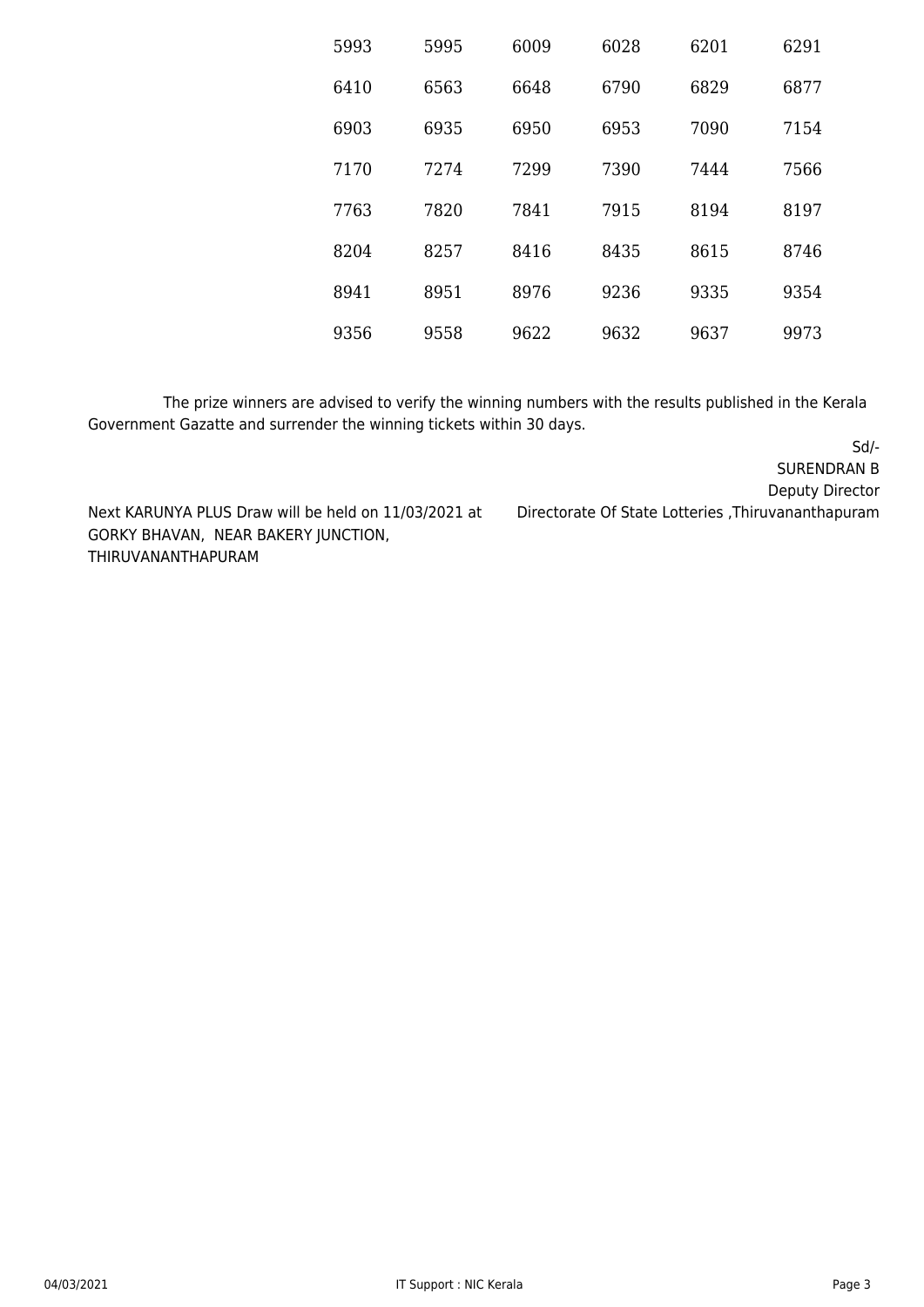| | | | | | |
|---|---|---|---|---|---|
| 5993 | 5995 | 6009 | 6028 | 6201 | 6291 |
| 6410 | 6563 | 6648 | 6790 | 6829 | 6877 |
| 6903 | 6935 | 6950 | 6953 | 7090 | 7154 |
| 7170 | 7274 | 7299 | 7390 | 7444 | 7566 |
| 7763 | 7820 | 7841 | 7915 | 8194 | 8197 |
| 8204 | 8257 | 8416 | 8435 | 8615 | 8746 |
| 8941 | 8951 | 8976 | 9236 | 9335 | 9354 |
| 9356 | 9558 | 9622 | 9632 | 9637 | 9973 |

The prize winners are advised to verify the winning numbers with the results published in the Kerala Government Gazatte and surrender the winning tickets within 30 days.

Sd/-
SURENDRAN B
Deputy Director
Directorate Of State Lotteries ,Thiruvananthapuram

Next KARUNYA PLUS Draw will be held on 11/03/2021 at GORKY BHAVAN, NEAR BAKERY JUNCTION, THIRUVANANTHAPURAM